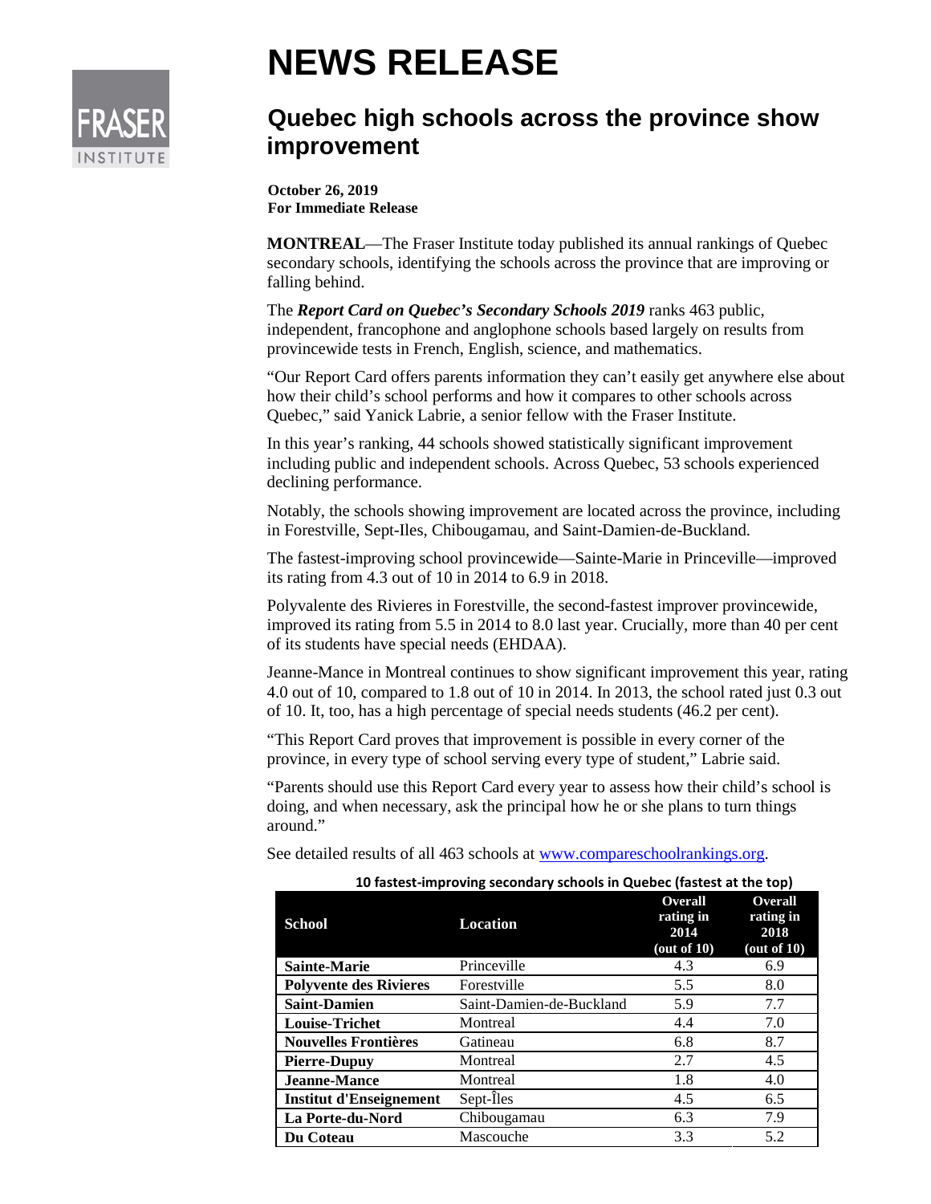# NEWS RELEASE

## Quebec high schools across the province show improvement

**October 26, 2019**
**For Immediate Release**

**MONTREAL**—The Fraser Institute today published its annual rankings of Quebec secondary schools, identifying the schools across the province that are improving or falling behind.

The ***Report Card on Quebec's Secondary Schools 2019*** ranks 463 public, independent, francophone and anglophone schools based largely on results from provincewide tests in French, English, science, and mathematics.

"Our Report Card offers parents information they can't easily get anywhere else about how their child's school performs and how it compares to other schools across Quebec," said Yanick Labrie, a senior fellow with the Fraser Institute.

In this year's ranking, 44 schools showed statistically significant improvement including public and independent schools. Across Quebec, 53 schools experienced declining performance.

Notably, the schools showing improvement are located across the province, including in Forestville, Sept-Iles, Chibougamau, and Saint-Damien-de-Buckland.

The fastest-improving school provincewide—Sainte-Marie in Princeville—improved its rating from 4.3 out of 10 in 2014 to 6.9 in 2018.

Polyvalente des Rivieres in Forestville, the second-fastest improver provincewide, improved its rating from 5.5 in 2014 to 8.0 last year. Crucially, more than 40 per cent of its students have special needs (EHDAA).

Jeanne-Mance in Montreal continues to show significant improvement this year, rating 4.0 out of 10, compared to 1.8 out of 10 in 2014. In 2013, the school rated just 0.3 out of 10. It, too, has a high percentage of special needs students (46.2 per cent).

"This Report Card proves that improvement is possible in every corner of the province, in every type of school serving every type of student," Labrie said.

"Parents should use this Report Card every year to assess how their child's school is doing, and when necessary, ask the principal how he or she plans to turn things around."

See detailed results of all 463 schools at www.compareschoolrankings.org.

**10 fastest-improving secondary schools in Quebec (fastest at the top)**

| School | Location | Overall rating in 2014 (out of 10) | Overall rating in 2018 (out of 10) |
|---|---|---|---|
| **Sainte-Marie** | Princeville | 4.3 | 6.9 |
| **Polyvente des Rivieres** | Forestville | 5.5 | 8.0 |
| **Saint-Damien** | Saint-Damien-de-Buckland | 5.9 | 7.7 |
| **Louise-Trichet** | Montreal | 4.4 | 7.0 |
| **Nouvelles Frontières** | Gatineau | 6.8 | 8.7 |
| **Pierre-Dupuy** | Montreal | 2.7 | 4.5 |
| **Jeanne-Mance** | Montreal | 1.8 | 4.0 |
| **Institut d'Enseignement** | Sept-Îles | 4.5 | 6.5 |
| **La Porte-du-Nord** | Chibougamau | 6.3 | 7.9 |
| **Du Coteau** | Mascouche | 3.3 | 5.2 |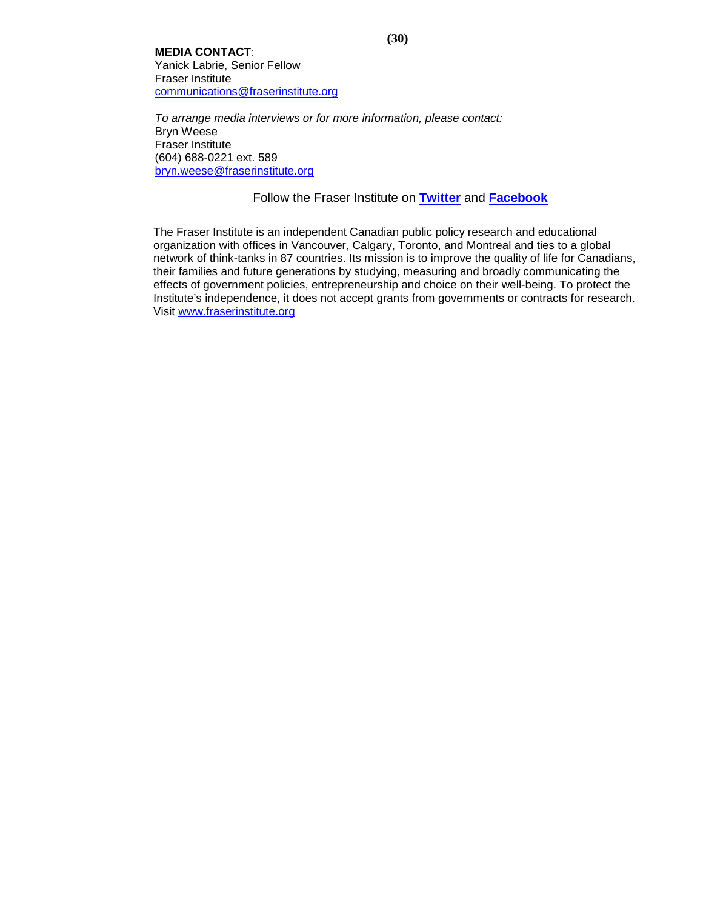(30)

**MEDIA CONTACT**:
Yanick Labrie, Senior Fellow
Fraser Institute
communications@fraserinstitute.org

*To arrange media interviews or for more information, please contact:*
Bryn Weese
Fraser Institute
(604) 688-0221 ext. 589
bryn.weese@fraserinstitute.org

Follow the Fraser Institute on **Twitter** and **Facebook**

The Fraser Institute is an independent Canadian public policy research and educational organization with offices in Vancouver, Calgary, Toronto, and Montreal and ties to a global network of think-tanks in 87 countries. Its mission is to improve the quality of life for Canadians, their families and future generations by studying, measuring and broadly communicating the effects of government policies, entrepreneurship and choice on their well-being. To protect the Institute's independence, it does not accept grants from governments or contracts for research. Visit www.fraserinstitute.org